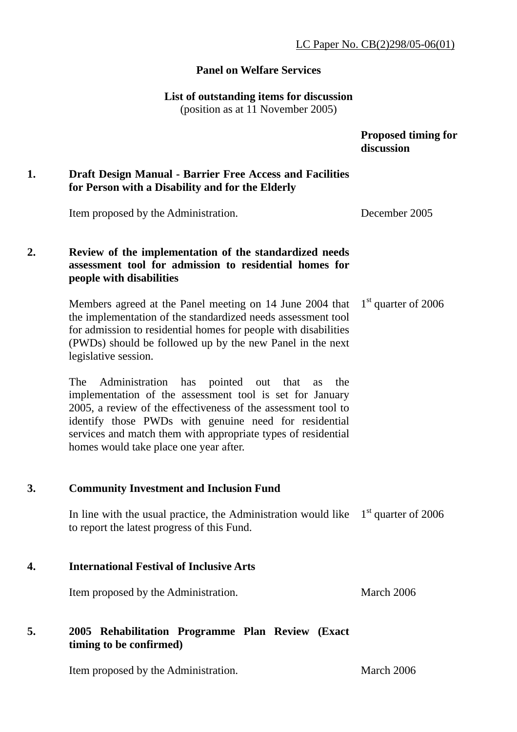LC Paper No. CB(2)298/05-06(01)

**Panel on Welfare Services**

**List of outstanding items for discussion**
(position as at 11 November 2005)

| | | Proposed timing for discussion |
|---|---|---|
| **1.** | **Draft Design Manual - Barrier Free Access and Facilities for Person with a Disability and for the Elderly** | |
| | Item proposed by the Administration. | December 2005 |
| **2.** | **Review of the implementation of the standardized needs assessment tool for admission to residential homes for people with disabilities** | |
| | Members agreed at the Panel meeting on 14 June 2004 that the implementation of the standardized needs assessment tool for admission to residential homes for people with disabilities (PWDs) should be followed up by the new Panel in the next legislative session. | 1st quarter of 2006 |
| | The Administration has pointed out that as the implementation of the assessment tool is set for January 2005, a review of the effectiveness of the assessment tool to identify those PWDs with genuine need for residential services and match them with appropriate types of residential homes would take place one year after. | |
| **3.** | **Community Investment and Inclusion Fund** | |
| | In line with the usual practice, the Administration would like to report the latest progress of this Fund. | 1st quarter of 2006 |
| **4.** | **International Festival of Inclusive Arts** | |
| | Item proposed by the Administration. | March 2006 |
| **5.** | **2005 Rehabilitation Programme Plan Review (Exact timing to be confirmed)** | |
| | Item proposed by the Administration. | March 2006 |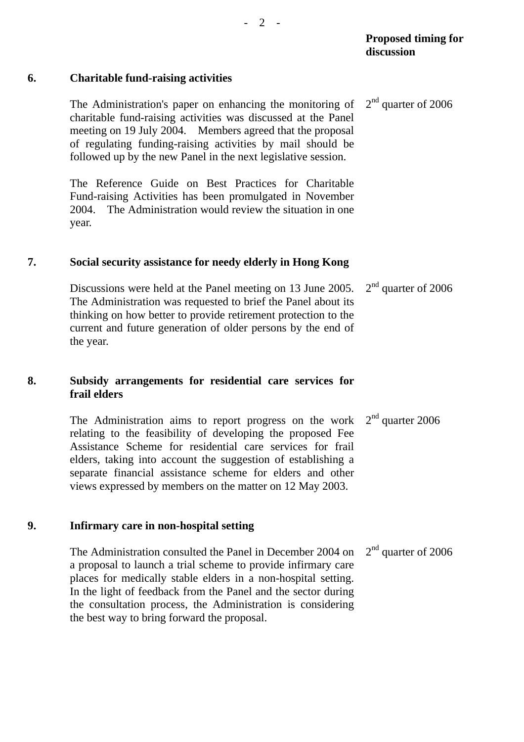**Proposed timing for discussion**

**6. Charitable fund-raising activities**

The Administration's paper on enhancing the monitoring of charitable fund-raising activities was discussed at the Panel meeting on 19 July 2004. Members agreed that the proposal of regulating funding-raising activities by mail should be followed up by the new Panel in the next legislative session.

2nd quarter of 2006

The Reference Guide on Best Practices for Charitable Fund-raising Activities has been promulgated in November 2004. The Administration would review the situation in one year.

**7. Social security assistance for needy elderly in Hong Kong**

Discussions were held at the Panel meeting on 13 June 2005. The Administration was requested to brief the Panel about its thinking on how better to provide retirement protection to the current and future generation of older persons by the end of the year.

2nd quarter of 2006

**8. Subsidy arrangements for residential care services for frail elders**

The Administration aims to report progress on the work relating to the feasibility of developing the proposed Fee Assistance Scheme for residential care services for frail elders, taking into account the suggestion of establishing a separate financial assistance scheme for elders and other views expressed by members on the matter on 12 May 2003.

2nd quarter 2006

**9. Infirmary care in non-hospital setting**

The Administration consulted the Panel in December 2004 on a proposal to launch a trial scheme to provide infirmary care places for medically stable elders in a non-hospital setting. In the light of feedback from the Panel and the sector during the consultation process, the Administration is considering the best way to bring forward the proposal.

2nd quarter of 2006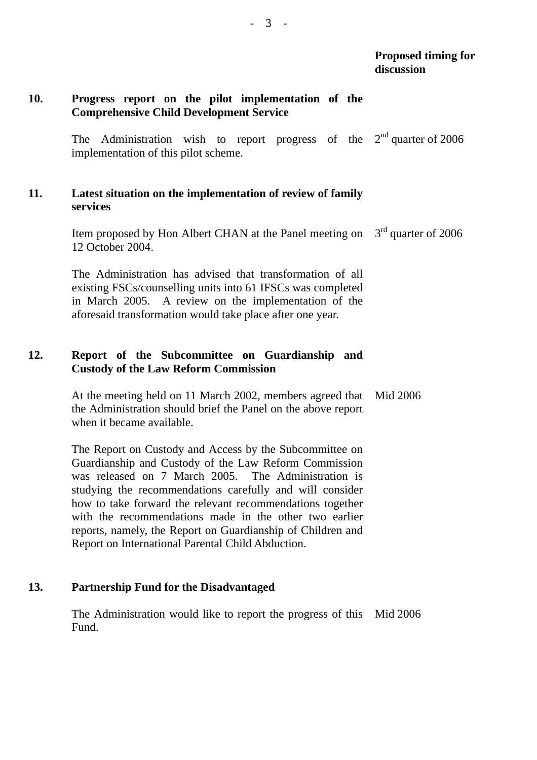| | | Proposed timing for discussion |
|---|---|---|
| **10.** | **Progress report on the pilot implementation of the Comprehensive Child Development Service** | |
| | The Administration wish to report progress of the implementation of this pilot scheme. | 2nd quarter of 2006 |
| **11.** | **Latest situation on the implementation of review of family services** | |
| | Item proposed by Hon Albert CHAN at the Panel meeting on 12 October 2004. | 3rd quarter of 2006 |
| | The Administration has advised that transformation of all existing FSCs/counselling units into 61 IFSCs was completed in March 2005. A review on the implementation of the aforesaid transformation would take place after one year. | |
| **12.** | **Report of the Subcommittee on Guardianship and Custody of the Law Reform Commission** | |
| | At the meeting held on 11 March 2002, members agreed that the Administration should brief the Panel on the above report when it became available. | Mid 2006 |
| | The Report on Custody and Access by the Subcommittee on Guardianship and Custody of the Law Reform Commission was released on 7 March 2005. The Administration is studying the recommendations carefully and will consider how to take forward the relevant recommendations together with the recommendations made in the other two earlier reports, namely, the Report on Guardianship of Children and Report on International Parental Child Abduction. | |
| **13.** | **Partnership Fund for the Disadvantaged** | |
| | The Administration would like to report the progress of this Fund. | Mid 2006 |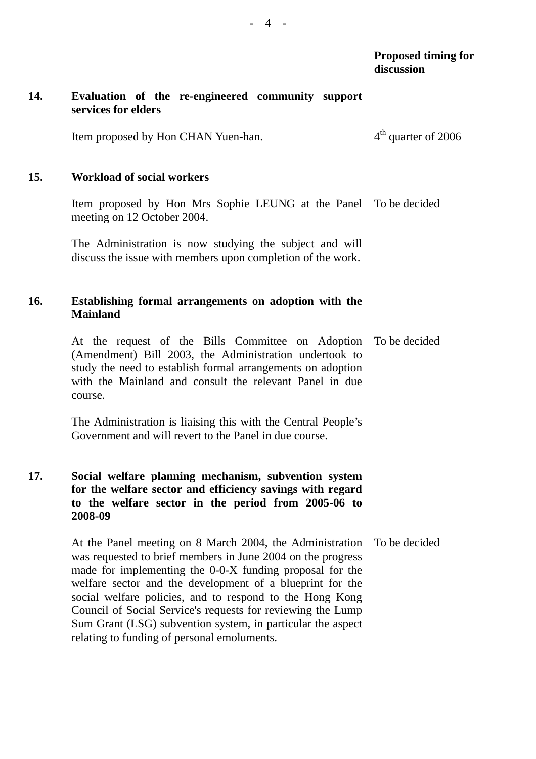| | | Proposed timing for discussion |
|---|---|---|
| **14.** | **Evaluation of the re-engineered community support services for elders** | |
| | Item proposed by Hon CHAN Yuen-han. | 4th quarter of 2006 |
| **15.** | **Workload of social workers** | |
| | Item proposed by Hon Mrs Sophie LEUNG at the Panel meeting on 12 October 2004. | To be decided |
| | The Administration is now studying the subject and will discuss the issue with members upon completion of the work. | |
| **16.** | **Establishing formal arrangements on adoption with the Mainland** | |
| | At the request of the Bills Committee on Adoption (Amendment) Bill 2003, the Administration undertook to study the need to establish formal arrangements on adoption with the Mainland and consult the relevant Panel in due course. | To be decided |
| | The Administration is liaising this with the Central People's Government and will revert to the Panel in due course. | |
| **17.** | **Social welfare planning mechanism, subvention system for the welfare sector and efficiency savings with regard to the welfare sector in the period from 2005-06 to 2008-09** | |
| | At the Panel meeting on 8 March 2004, the Administration was requested to brief members in June 2004 on the progress made for implementing the 0-0-X funding proposal for the welfare sector and the development of a blueprint for the social welfare policies, and to respond to the Hong Kong Council of Social Service's requests for reviewing the Lump Sum Grant (LSG) subvention system, in particular the aspect relating to funding of personal emoluments. | To be decided |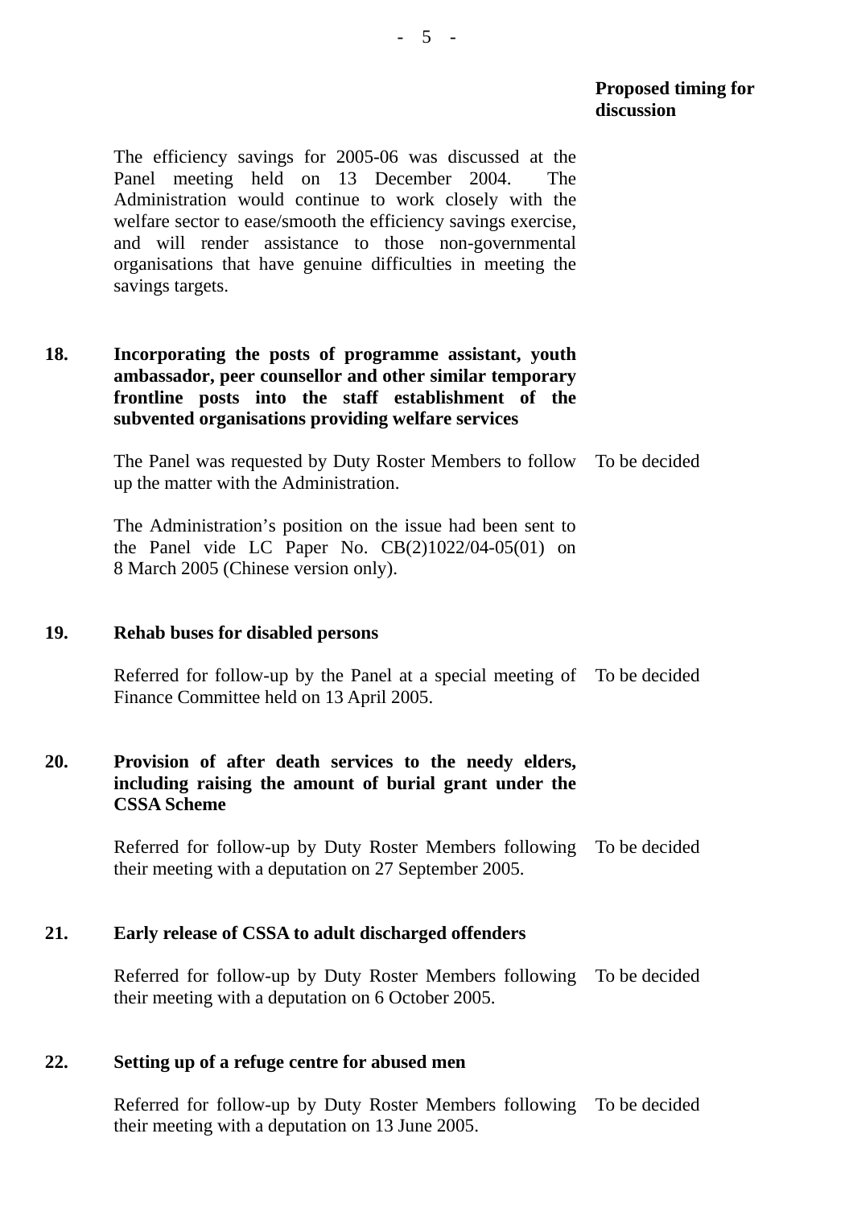| | | Proposed timing for discussion |
|---|---|---|
| | The efficiency savings for 2005-06 was discussed at the Panel meeting held on 13 December 2004. The Administration would continue to work closely with the welfare sector to ease/smooth the efficiency savings exercise, and will render assistance to those non-governmental organisations that have genuine difficulties in meeting the savings targets. | |
| **18.** | **Incorporating the posts of programme assistant, youth ambassador, peer counsellor and other similar temporary frontline posts into the staff establishment of the subvented organisations providing welfare services** | |
| | The Panel was requested by Duty Roster Members to follow up the matter with the Administration. | To be decided |
| | The Administration's position on the issue had been sent to the Panel vide LC Paper No. CB(2)1022/04-05(01) on 8 March 2005 (Chinese version only). | |
| **19.** | **Rehab buses for disabled persons** | |
| | Referred for follow-up by the Panel at a special meeting of Finance Committee held on 13 April 2005. | To be decided |
| **20.** | **Provision of after death services to the needy elders, including raising the amount of burial grant under the CSSA Scheme** | |
| | Referred for follow-up by Duty Roster Members following their meeting with a deputation on 27 September 2005. | To be decided |
| **21.** | **Early release of CSSA to adult discharged offenders** | |
| | Referred for follow-up by Duty Roster Members following their meeting with a deputation on 6 October 2005. | To be decided |
| **22.** | **Setting up of a refuge centre for abused men** | |
| | Referred for follow-up by Duty Roster Members following their meeting with a deputation on 13 June 2005. | To be decided |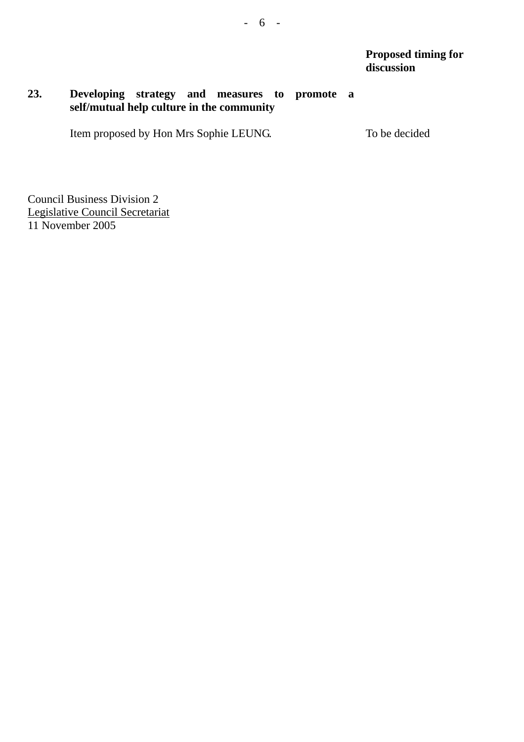**Proposed timing for discussion**

**23. Developing strategy and measures to promote a self/mutual help culture in the community**

Item proposed by Hon Mrs Sophie LEUNG. — To be decided

Council Business Division 2
Legislative Council Secretariat
11 November 2005